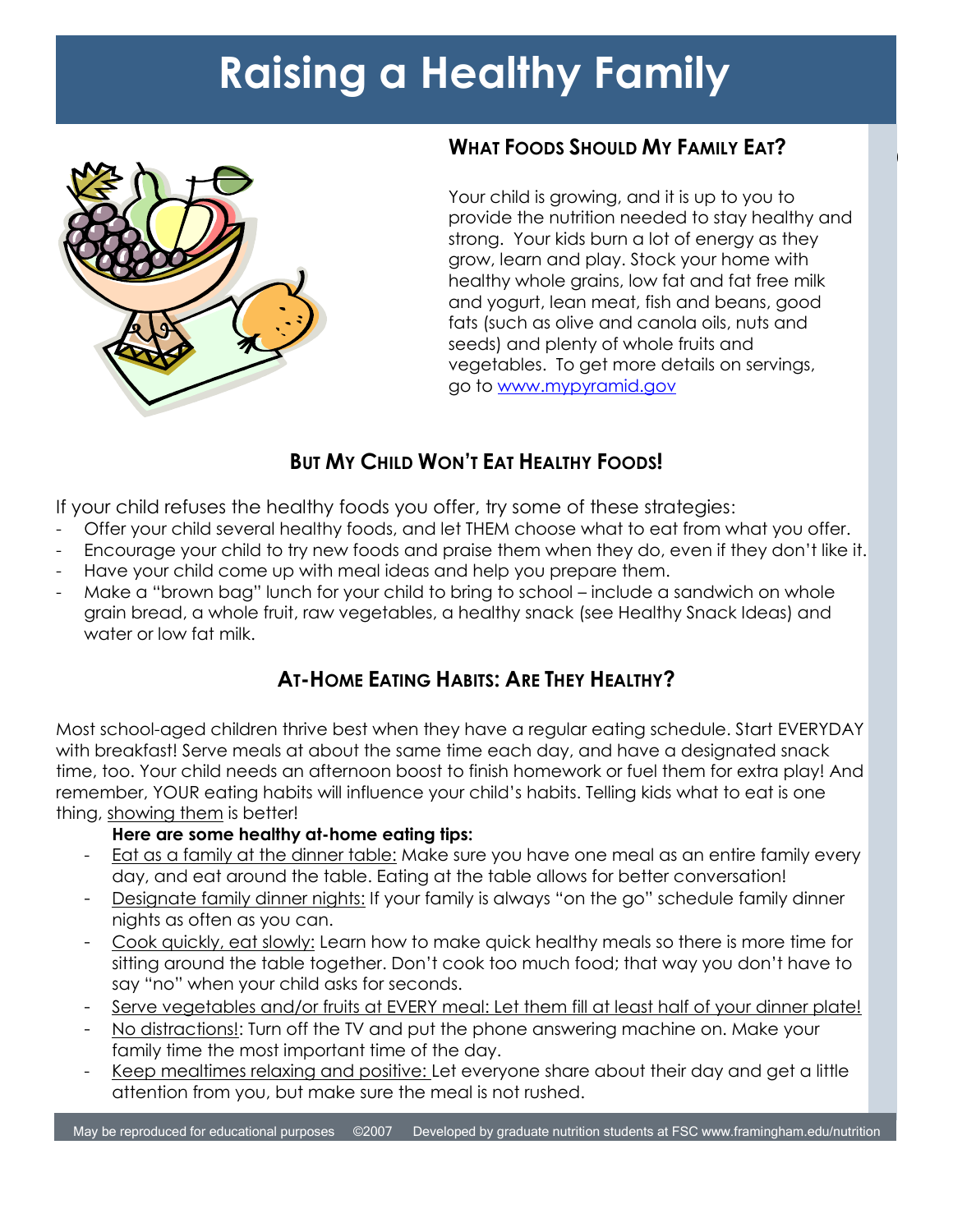# Raising a Healthy Family

## What Foods Should My Family Eat?

Your child is growing, and it is up to you to provide the nutrition needed to stay healthy and strong. Your kids burn a lot of energy as they grow, learn and play. Stock your home with healthy whole grains, low fat and fat free milk and yogurt, lean meat, fish and beans, good fats (such as olive and canola oils, nuts and seeds) and plenty of whole fruits and vegetables. To get more details on servings, go to www.mypyramid.gov

## But My Child Won't Eat Healthy Foods!

If your child refuses the healthy foods you offer, try some of these strategies:

- Offer your child several healthy foods, and let THEM choose what to eat from what you offer.
- Encourage your child to try new foods and praise them when they do, even if they don't like it.
- Have your child come up with meal ideas and help you prepare them.
- Make a "brown bag" lunch for your child to bring to school – include a sandwich on whole grain bread, a whole fruit, raw vegetables, a healthy snack (see Healthy Snack Ideas) and water or low fat milk.

## At-Home Eating Habits: Are They Healthy?

Most school-aged children thrive best when they have a regular eating schedule. Start EVERYDAY with breakfast! Serve meals at about the same time each day, and have a designated snack time, too. Your child needs an afternoon boost to finish homework or fuel them for extra play! And remember, YOUR eating habits will influence your child's habits. Telling kids what to eat is one thing, showing them is better!

**Here are some healthy at-home eating tips:**

- Eat as a family at the dinner table: Make sure you have one meal as an entire family every day, and eat around the table. Eating at the table allows for better conversation!
- Designate family dinner nights: If your family is always "on the go" schedule family dinner nights as often as you can.
- Cook quickly, eat slowly: Learn how to make quick healthy meals so there is more time for sitting around the table together. Don't cook too much food; that way you don't have to say "no" when your child asks for seconds.
- Serve vegetables and/or fruits at EVERY meal: Let them fill at least half of your dinner plate!
- No distractions!: Turn off the TV and put the phone answering machine on. Make your family time the most important time of the day.
- Keep mealtimes relaxing and positive: Let everyone share about their day and get a little attention from you, but make sure the meal is not rushed.

May be reproduced for educational purposes ©2007 Developed by graduate nutrition students at FSC www.framingham.edu/nutrition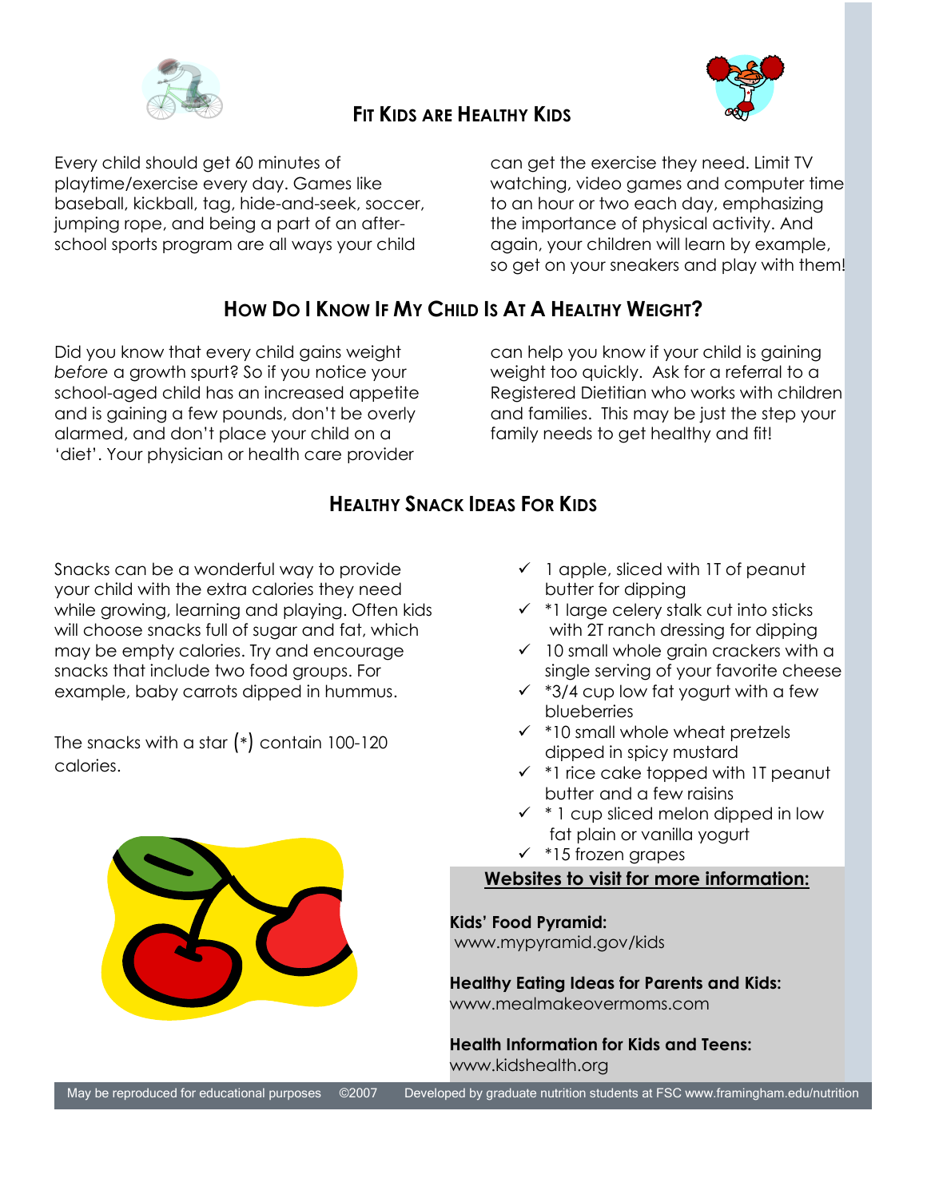## Fit Kids are Healthy Kids

Every child should get 60 minutes of playtime/exercise every day. Games like baseball, kickball, tag, hide-and-seek, soccer, jumping rope, and being a part of an after-school sports program are all ways your child can get the exercise they need. Limit TV watching, video games and computer time to an hour or two each day, emphasizing the importance of physical activity. And again, your children will learn by example, so get on your sneakers and play with them!

## How Do I Know If My Child Is At A Healthy Weight?

Did you know that every child gains weight *before* a growth spurt? So if you notice your school-aged child has an increased appetite and is gaining a few pounds, don't be overly alarmed, and don't place your child on a 'diet'. Your physician or health care provider can help you know if your child is gaining weight too quickly. Ask for a referral to a Registered Dietitian who works with children and families. This may be just the step your family needs to get healthy and fit!

## Healthy Snack Ideas For Kids

Snacks can be a wonderful way to provide your child with the extra calories they need while growing, learning and playing. Often kids will choose snacks full of sugar and fat, which may be empty calories. Try and encourage snacks that include two food groups. For example, baby carrots dipped in hummus.

The snacks with a star (*) contain 100-120 calories.

- ✓ 1 apple, sliced with 1T of peanut butter for dipping
- ✓ *1 large celery stalk cut into sticks with 2T ranch dressing for dipping
- ✓ 10 small whole grain crackers with a single serving of your favorite cheese
- ✓ *3/4 cup low fat yogurt with a few blueberries
- ✓ *10 small whole wheat pretzels dipped in spicy mustard
- ✓ *1 rice cake topped with 1T peanut butter and a few raisins
- ✓ * 1 cup sliced melon dipped in low fat plain or vanilla yogurt
- ✓ *15 frozen grapes

**Websites to visit for more information:**

**Kids' Food Pyramid:**
www.mypyramid.gov/kids

**Healthy Eating Ideas for Parents and Kids:**
www.mealmakeovermoms.com

**Health Information for Kids and Teens:**
www.kidshealth.org

May be reproduced for educational purposes ©2007 Developed by graduate nutrition students at FSC www.framingham.edu/nutrition